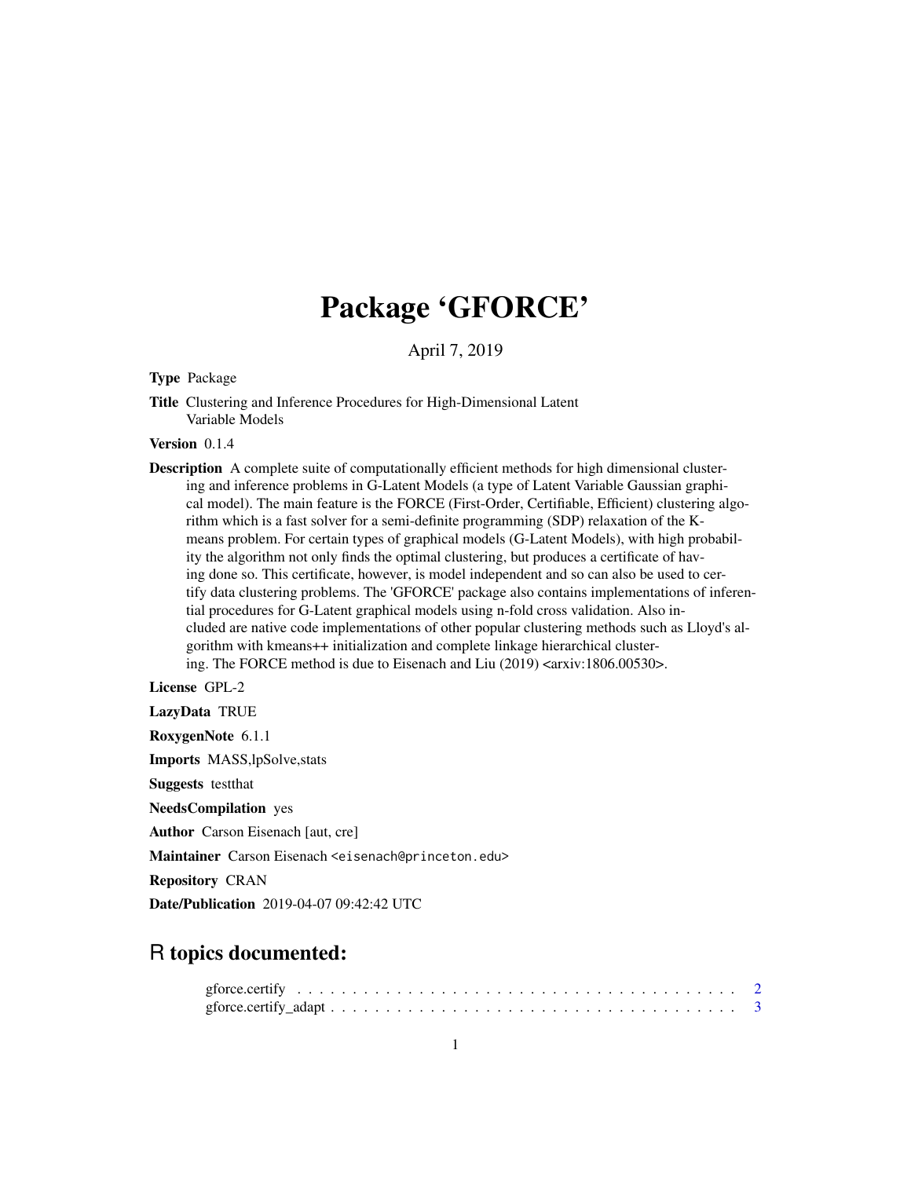# Package 'GFORCE'

April 7, 2019

**Type** Package

**Title** Clustering and Inference Procedures for High-Dimensional Latent Variable Models

**Version** 0.1.4

**Description** A complete suite of computationally efficient methods for high dimensional clustering and inference problems in G-Latent Models (a type of Latent Variable Gaussian graphical model). The main feature is the FORCE (First-Order, Certifiable, Efficient) clustering algorithm which is a fast solver for a semi-definite programming (SDP) relaxation of the K-means problem. For certain types of graphical models (G-Latent Models), with high probability the algorithm not only finds the optimal clustering, but produces a certificate of having done so. This certificate, however, is model independent and so can also be used to certify data clustering problems. The 'GFORCE' package also contains implementations of inferential procedures for G-Latent graphical models using n-fold cross validation. Also included are native code implementations of other popular clustering methods such as Lloyd's algorithm with kmeans++ initialization and complete linkage hierarchical clustering. The FORCE method is due to Eisenach and Liu (2019) <arxiv:1806.00530>.

**License** GPL-2

**LazyData** TRUE

**RoxygenNote** 6.1.1

**Imports** MASS,lpSolve,stats

**Suggests** testthat

**NeedsCompilation** yes

**Author** Carson Eisenach [aut, cre]

**Maintainer** Carson Eisenach <eisenach@princeton.edu>

**Repository** CRAN

**Date/Publication** 2019-04-07 09:42:42 UTC

## R topics documented:

gforce.certify . . . . . . . . . . . . . . . . . . . . . . . . . . . . . . . . . . . . . . . . 2
gforce.certify_adapt . . . . . . . . . . . . . . . . . . . . . . . . . . . . . . . . . . . . 3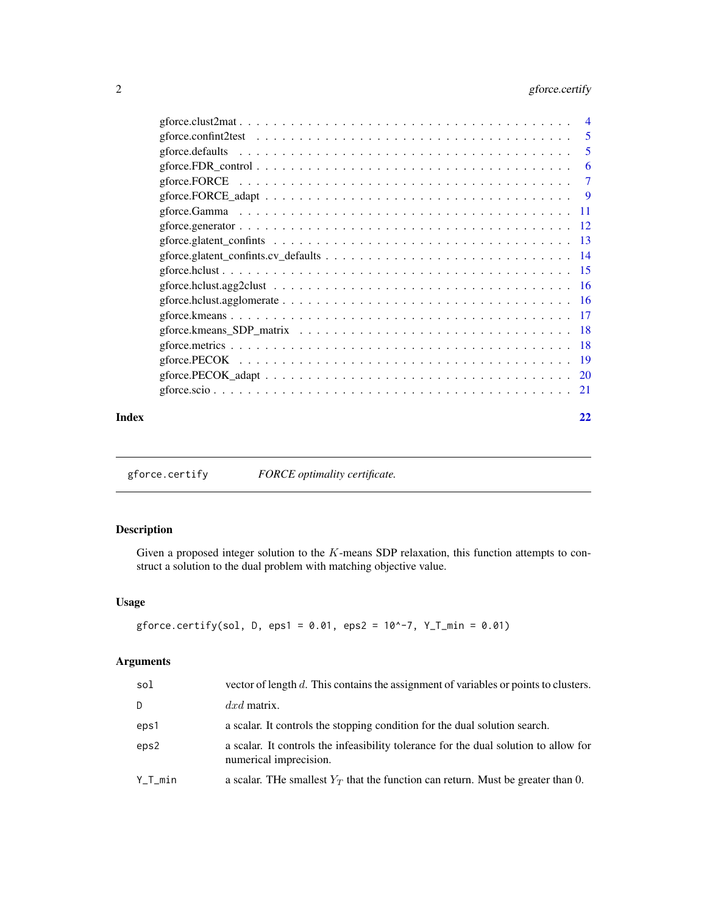gforce.clust2mat . . . . . . . . . . . . . . . . . . . . . . . . . . . . . . . . . . . . 4
gforce.confint2test . . . . . . . . . . . . . . . . . . . . . . . . . . . . . . . . . . . 5
gforce.defaults . . . . . . . . . . . . . . . . . . . . . . . . . . . . . . . . . . . . . 5
gforce.FDR_control . . . . . . . . . . . . . . . . . . . . . . . . . . . . . . . . . . . 6
gforce.FORCE . . . . . . . . . . . . . . . . . . . . . . . . . . . . . . . . . . . . . . 7
gforce.FORCE_adapt . . . . . . . . . . . . . . . . . . . . . . . . . . . . . . . . . . . 9
gforce.Gamma . . . . . . . . . . . . . . . . . . . . . . . . . . . . . . . . . . . . . . 11
gforce.generator . . . . . . . . . . . . . . . . . . . . . . . . . . . . . . . . . . . . 12
gforce.glatent_confints . . . . . . . . . . . . . . . . . . . . . . . . . . . . . . . . . 13
gforce.glatent_confints.cv_defaults . . . . . . . . . . . . . . . . . . . . . . . . . . . 14
gforce.hclust . . . . . . . . . . . . . . . . . . . . . . . . . . . . . . . . . . . . . . 15
gforce.hclust.agg2clust . . . . . . . . . . . . . . . . . . . . . . . . . . . . . . . . . 16
gforce.hclust.agglomerate . . . . . . . . . . . . . . . . . . . . . . . . . . . . . . . . 16
gforce.kmeans . . . . . . . . . . . . . . . . . . . . . . . . . . . . . . . . . . . . . . 17
gforce.kmeans_SDP_matrix . . . . . . . . . . . . . . . . . . . . . . . . . . . . . . . . 18
gforce.metrics . . . . . . . . . . . . . . . . . . . . . . . . . . . . . . . . . . . . . 18
gforce.PECOK . . . . . . . . . . . . . . . . . . . . . . . . . . . . . . . . . . . . . . 19
gforce.PECOK_adapt . . . . . . . . . . . . . . . . . . . . . . . . . . . . . . . . . . . 20
gforce.scio . . . . . . . . . . . . . . . . . . . . . . . . . . . . . . . . . . . . . . . 21

**Index** **22**

---

## gforce.certify — *FORCE optimality certificate.*

### Description

Given a proposed integer solution to the $K$-means SDP relaxation, this function attempts to construct a solution to the dual problem with matching objective value.

### Usage

```
gforce.certify(sol, D, eps1 = 0.01, eps2 = 10^-7, Y_T_min = 0.01)
```

### Arguments

| | |
|---|---|
| sol | vector of length $d$. This contains the assignment of variables or points to clusters. |
| D | $dxd$ matrix. |
| eps1 | a scalar. It controls the stopping condition for the dual solution search. |
| eps2 | a scalar. It controls the infeasibility tolerance for the dual solution to allow for numerical imprecision. |
| Y_T_min | a scalar. THe smallest $Y_T$ that the function can return. Must be greater than 0. |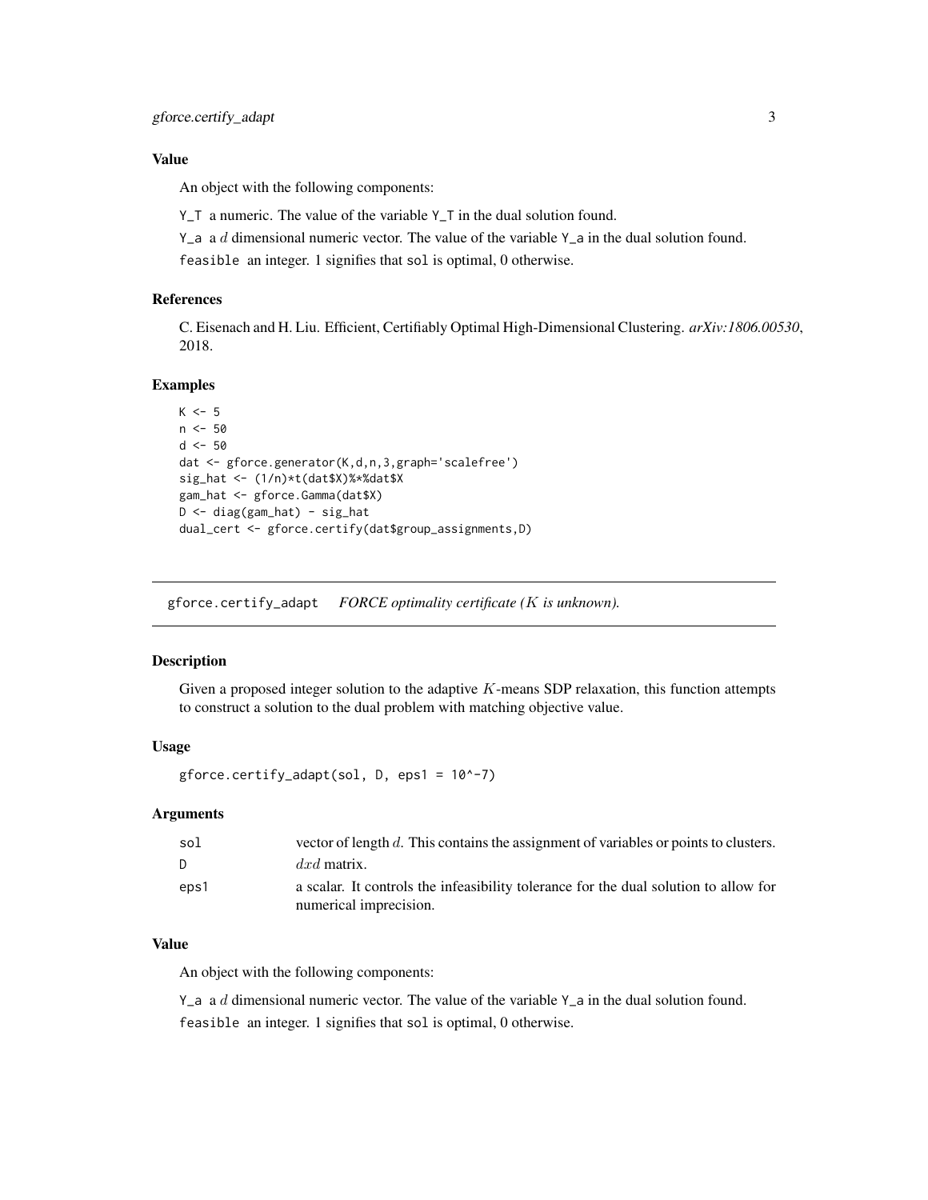### Value

An object with the following components:

Y_T a numeric. The value of the variable Y_T in the dual solution found.

Y_a a $d$ dimensional numeric vector. The value of the variable Y_a in the dual solution found.

feasible an integer. 1 signifies that sol is optimal, 0 otherwise.

### References

C. Eisenach and H. Liu. Efficient, Certifiably Optimal High-Dimensional Clustering. *arXiv:1806.00530*, 2018.

### Examples

```
K <- 5
n <- 50
d <- 50
dat <- gforce.generator(K,d,n,3,graph='scalefree')
sig_hat <- (1/n)*t(dat$X)%*%dat$X
gam_hat <- gforce.Gamma(dat$X)
D <- diag(gam_hat) - sig_hat
dual_cert <- gforce.certify(dat$group_assignments,D)
```

---

## gforce.certify_adapt *FORCE optimality certificate ($K$ is unknown).*

### Description

Given a proposed integer solution to the adaptive $K$-means SDP relaxation, this function attempts to construct a solution to the dual problem with matching objective value.

### Usage

```
gforce.certify_adapt(sol, D, eps1 = 10^-7)
```

### Arguments

| | |
|---|---|
| sol | vector of length $d$. This contains the assignment of variables or points to clusters. |
| D | $dxd$ matrix. |
| eps1 | a scalar. It controls the infeasibility tolerance for the dual solution to allow for numerical imprecision. |

### Value

An object with the following components:

Y_a a $d$ dimensional numeric vector. The value of the variable Y_a in the dual solution found.

feasible an integer. 1 signifies that sol is optimal, 0 otherwise.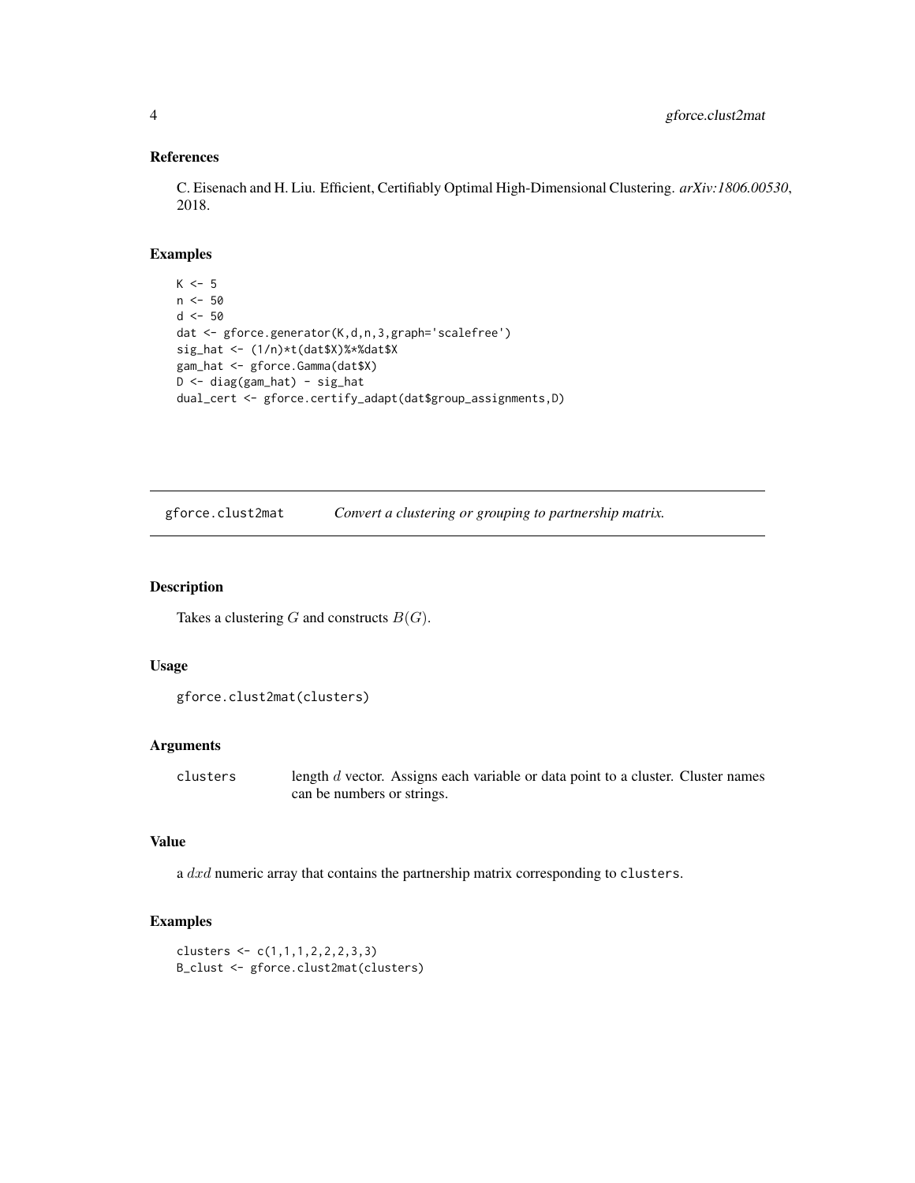### References

C. Eisenach and H. Liu. Efficient, Certifiably Optimal High-Dimensional Clustering. *arXiv:1806.00530*, 2018.

### Examples

```
K <- 5
n <- 50
d <- 50
dat <- gforce.generator(K,d,n,3,graph='scalefree')
sig_hat <- (1/n)*t(dat$X)%*%dat$X
gam_hat <- gforce.Gamma(dat$X)
D <- diag(gam_hat) - sig_hat
dual_cert <- gforce.certify_adapt(dat$group_assignments,D)
```

---

## gforce.clust2mat    *Convert a clustering or grouping to partnership matrix.*

---

### Description

Takes a clustering $G$ and constructs $B(G)$.

### Usage

```
gforce.clust2mat(clusters)
```

### Arguments

| | |
|---|---|
| clusters | length $d$ vector. Assigns each variable or data point to a cluster. Cluster names can be numbers or strings. |

### Value

a $dxd$ numeric array that contains the partnership matrix corresponding to `clusters`.

### Examples

```
clusters <- c(1,1,1,2,2,2,3,3)
B_clust <- gforce.clust2mat(clusters)
```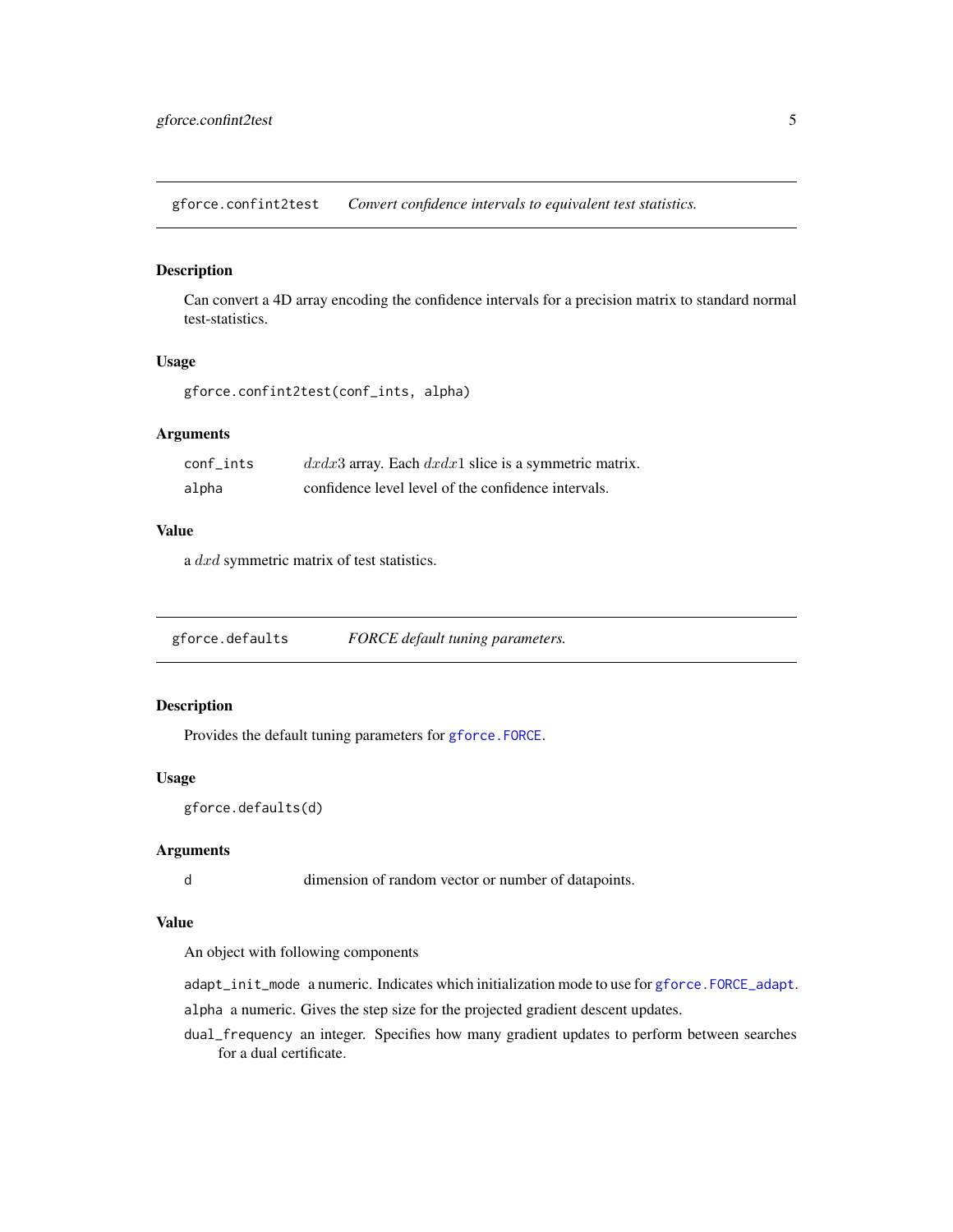## gforce.confint2test *Convert confidence intervals to equivalent test statistics.*

### Description

Can convert a 4D array encoding the confidence intervals for a precision matrix to standard normal test-statistics.

### Usage

```
gforce.confint2test(conf_ints, alpha)
```

### Arguments

| | |
|---|---|
| conf_ints | $dxdx3$ array. Each $dxdx1$ slice is a symmetric matrix. |
| alpha | confidence level level of the confidence intervals. |

### Value

a $dxd$ symmetric matrix of test statistics.

## gforce.defaults *FORCE default tuning parameters.*

### Description

Provides the default tuning parameters for `gforce.FORCE`.

### Usage

```
gforce.defaults(d)
```

### Arguments

| | |
|---|---|
| d | dimension of random vector or number of datapoints. |

### Value

An object with following components

`adapt_init_mode` a numeric. Indicates which initialization mode to use for `gforce.FORCE_adapt`.

`alpha` a numeric. Gives the step size for the projected gradient descent updates.

`dual_frequency` an integer. Specifies how many gradient updates to perform between searches for a dual certificate.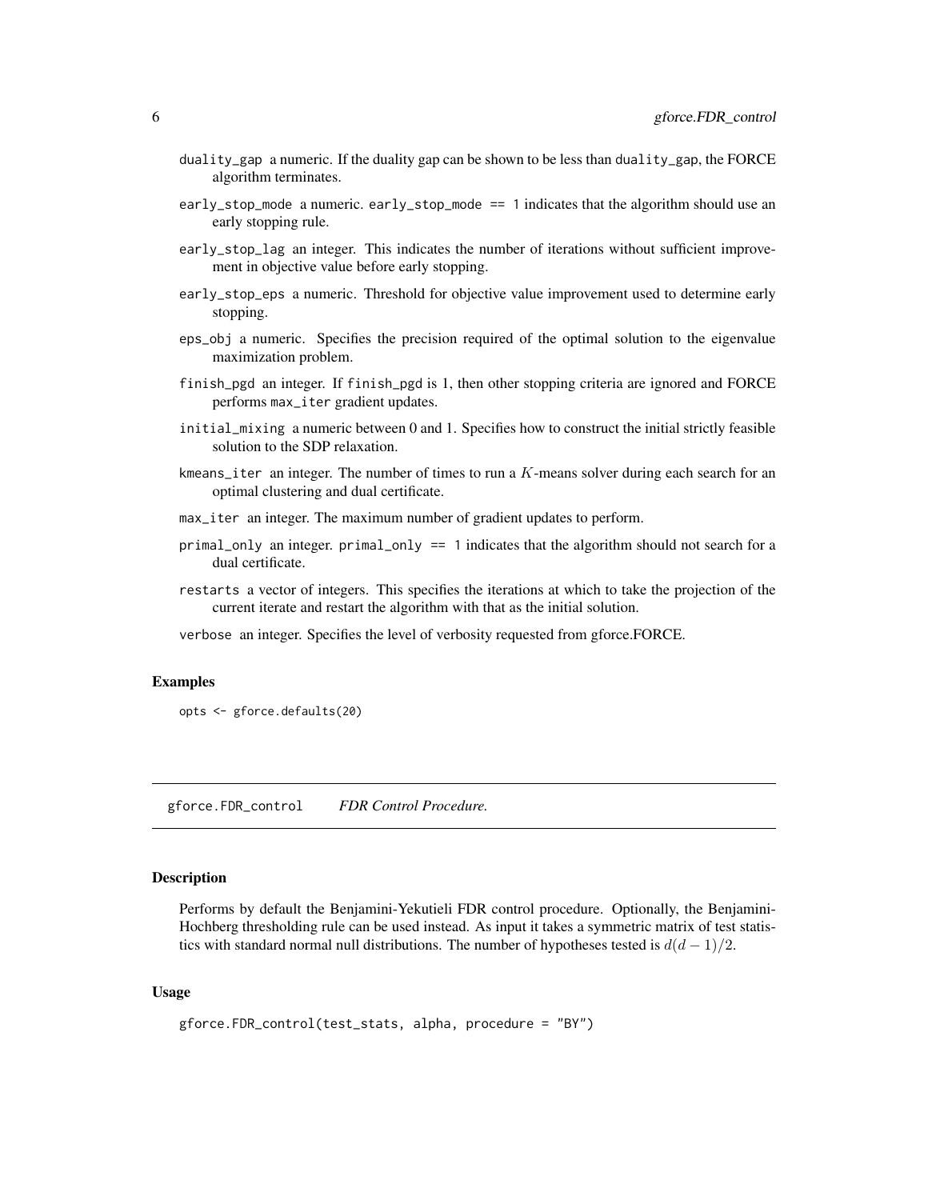- `duality_gap` a numeric. If the duality gap can be shown to be less than `duality_gap`, the FORCE algorithm terminates.
- `early_stop_mode` a numeric. `early_stop_mode == 1` indicates that the algorithm should use an early stopping rule.
- `early_stop_lag` an integer. This indicates the number of iterations without sufficient improvement in objective value before early stopping.
- `early_stop_eps` a numeric. Threshold for objective value improvement used to determine early stopping.
- `eps_obj` a numeric. Specifies the precision required of the optimal solution to the eigenvalue maximization problem.
- `finish_pgd` an integer. If `finish_pgd` is 1, then other stopping criteria are ignored and FORCE performs `max_iter` gradient updates.
- `initial_mixing` a numeric between 0 and 1. Specifies how to construct the initial strictly feasible solution to the SDP relaxation.
- `kmeans_iter` an integer. The number of times to run a $K$-means solver during each search for an optimal clustering and dual certificate.
- `max_iter` an integer. The maximum number of gradient updates to perform.
- `primal_only` an integer. `primal_only == 1` indicates that the algorithm should not search for a dual certificate.
- `restarts` a vector of integers. This specifies the iterations at which to take the projection of the current iterate and restart the algorithm with that as the initial solution.
- `verbose` an integer. Specifies the level of verbosity requested from gforce.FORCE.

### Examples

```
opts <- gforce.defaults(20)
```

## gforce.FDR_control *FDR Control Procedure.*

### Description

Performs by default the Benjamini-Yekutieli FDR control procedure. Optionally, the Benjamini-Hochberg thresholding rule can be used instead. As input it takes a symmetric matrix of test statistics with standard normal null distributions. The number of hypotheses tested is $d(d-1)/2$.

### Usage

```
gforce.FDR_control(test_stats, alpha, procedure = "BY")
```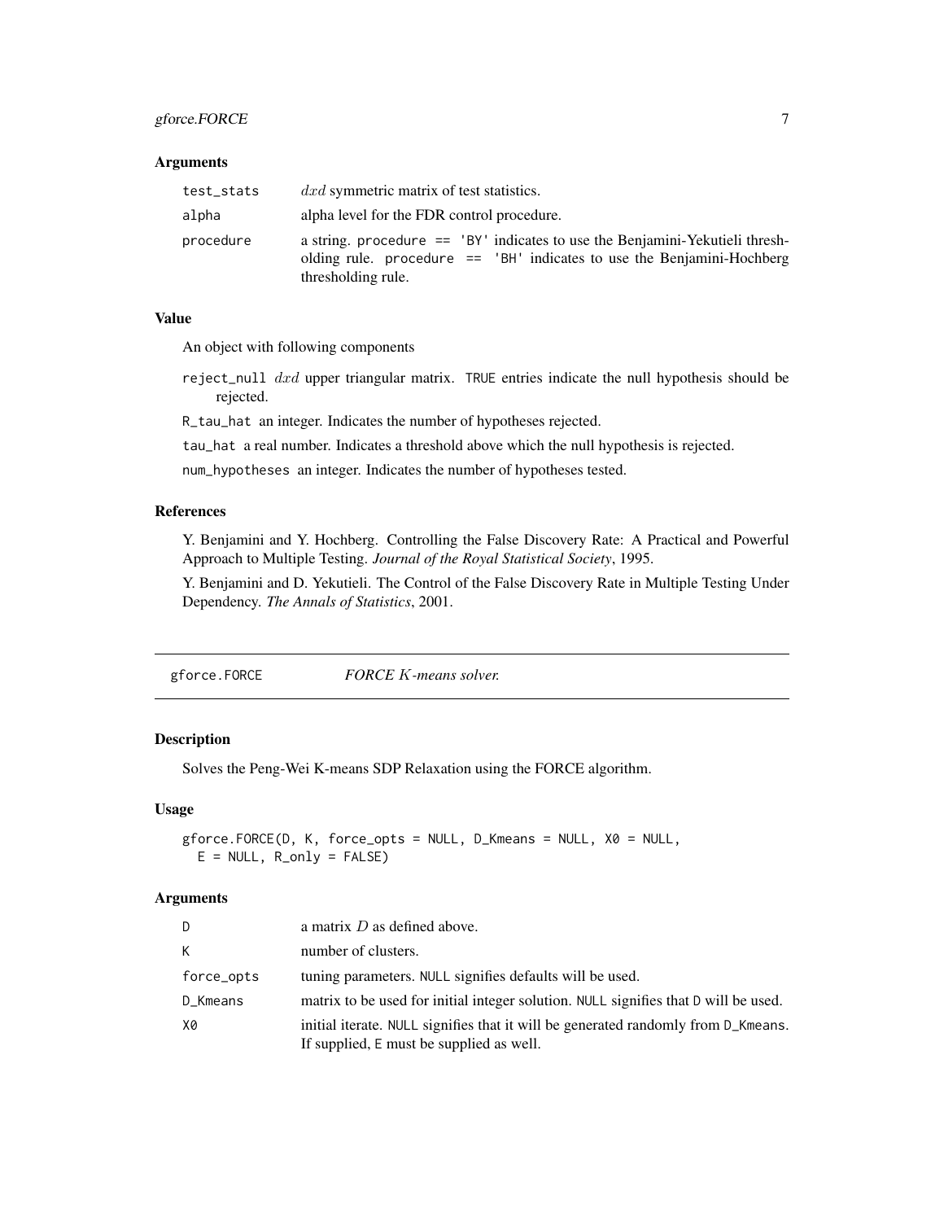### Arguments

| | |
|---|---|
| test_stats | $dxd$ symmetric matrix of test statistics. |
| alpha | alpha level for the FDR control procedure. |
| procedure | a string. procedure == 'BY' indicates to use the Benjamini-Yekutieli thresholding rule. procedure == 'BH' indicates to use the Benjamini-Hochberg thresholding rule. |

### Value

An object with following components

- reject_null $dxd$ upper triangular matrix. TRUE entries indicate the null hypothesis should be rejected.
- R_tau_hat an integer. Indicates the number of hypotheses rejected.
- tau_hat a real number. Indicates a threshold above which the null hypothesis is rejected.
- num_hypotheses an integer. Indicates the number of hypotheses tested.

### References

Y. Benjamini and Y. Hochberg. Controlling the False Discovery Rate: A Practical and Powerful Approach to Multiple Testing. *Journal of the Royal Statistical Society*, 1995.

Y. Benjamini and D. Yekutieli. The Control of the False Discovery Rate in Multiple Testing Under Dependency. *The Annals of Statistics*, 2001.

---

## gforce.FORCE — *FORCE $K$-means solver.*

### Description

Solves the Peng-Wei K-means SDP Relaxation using the FORCE algorithm.

### Usage

```
gforce.FORCE(D, K, force_opts = NULL, D_Kmeans = NULL, X0 = NULL,
  E = NULL, R_only = FALSE)
```

### Arguments

| | |
|---|---|
| D | a matrix $D$ as defined above. |
| K | number of clusters. |
| force_opts | tuning parameters. NULL signifies defaults will be used. |
| D_Kmeans | matrix to be used for initial integer solution. NULL signifies that D will be used. |
| X0 | initial iterate. NULL signifies that it will be generated randomly from D_Kmeans. If supplied, E must be supplied as well. |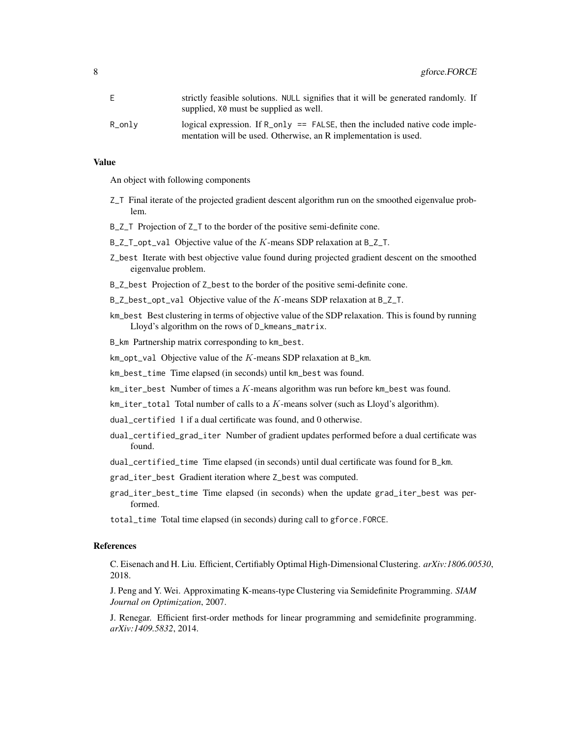| | |
|---|---|
| E | strictly feasible solutions. NULL signifies that it will be generated randomly. If supplied, X0 must be supplied as well. |
| R_only | logical expression. If R_only == FALSE, then the included native code implementation will be used. Otherwise, an R implementation is used. |

### Value

An object with following components

- Z_T Final iterate of the projected gradient descent algorithm run on the smoothed eigenvalue problem.
- B_Z_T Projection of Z_T to the border of the positive semi-definite cone.
- B_Z_T_opt_val Objective value of the $K$-means SDP relaxation at B_Z_T.
- Z_best Iterate with best objective value found during projected gradient descent on the smoothed eigenvalue problem.
- B_Z_best Projection of Z_best to the border of the positive semi-definite cone.
- B_Z_best_opt_val Objective value of the $K$-means SDP relaxation at B_Z_T.
- km_best Best clustering in terms of objective value of the SDP relaxation. This is found by running Lloyd's algorithm on the rows of D_kmeans_matrix.
- B_km Partnership matrix corresponding to km_best.
- km_opt_val Objective value of the $K$-means SDP relaxation at B_km.
- km_best_time Time elapsed (in seconds) until km_best was found.
- km_iter_best Number of times a $K$-means algorithm was run before km_best was found.
- km_iter_total Total number of calls to a $K$-means solver (such as Lloyd's algorithm).
- dual_certified 1 if a dual certificate was found, and 0 otherwise.
- dual_certified_grad_iter Number of gradient updates performed before a dual certificate was found.
- dual_certified_time Time elapsed (in seconds) until dual certificate was found for B_km.
- grad_iter_best Gradient iteration where Z_best was computed.
- grad_iter_best_time Time elapsed (in seconds) when the update grad_iter_best was performed.
- total_time Total time elapsed (in seconds) during call to gforce.FORCE.

### References

C. Eisenach and H. Liu. Efficient, Certifiably Optimal High-Dimensional Clustering. *arXiv:1806.00530*, 2018.

J. Peng and Y. Wei. Approximating K-means-type Clustering via Semidefinite Programming. *SIAM Journal on Optimization*, 2007.

J. Renegar. Efficient first-order methods for linear programming and semidefinite programming. *arXiv:1409.5832*, 2014.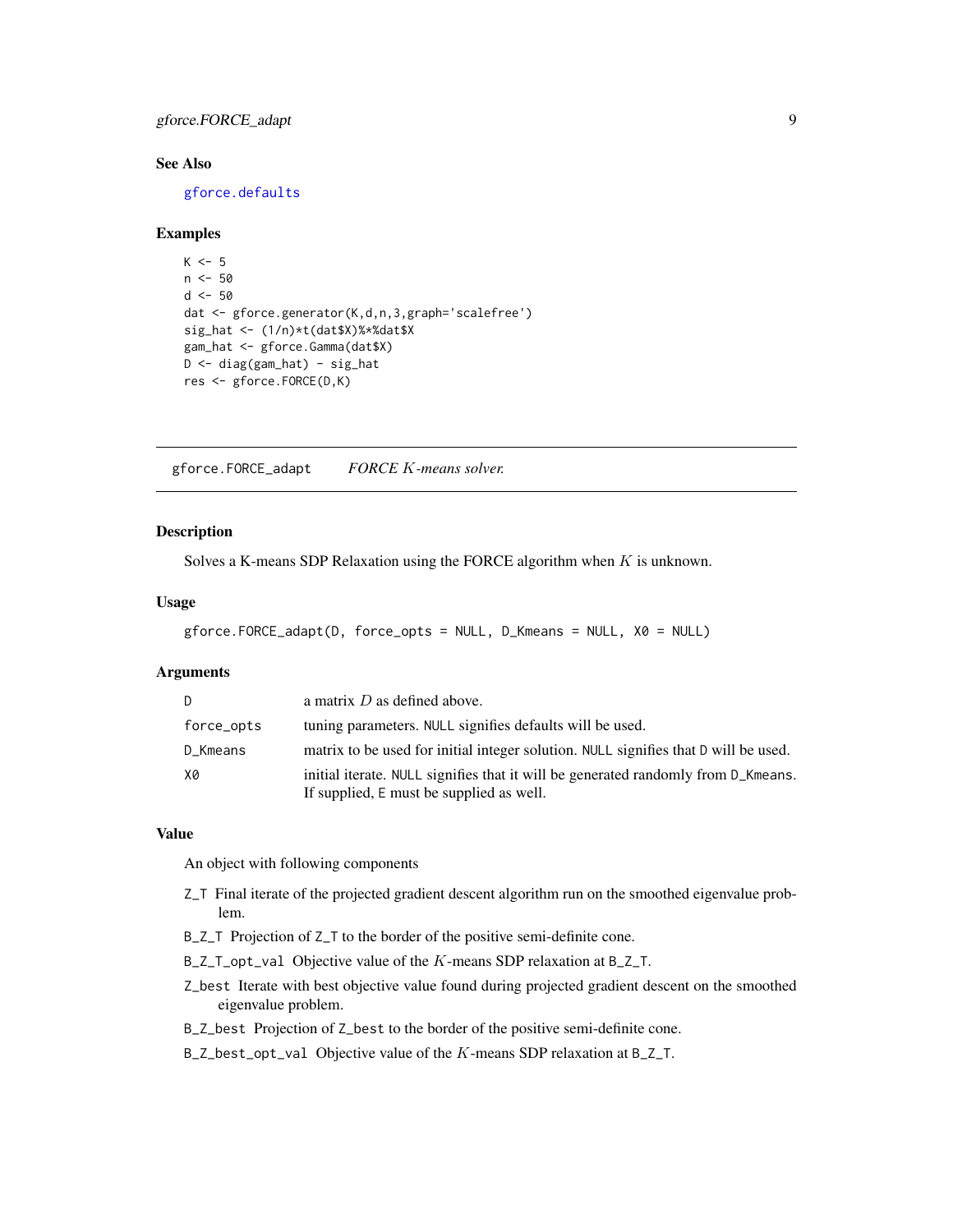### See Also

gforce.defaults

### Examples

```
K <- 5
n <- 50
d <- 50
dat <- gforce.generator(K,d,n,3,graph='scalefree')
sig_hat <- (1/n)*t(dat$X)%*%dat$X
gam_hat <- gforce.Gamma(dat$X)
D <- diag(gam_hat) - sig_hat
res <- gforce.FORCE(D,K)
```

---

## gforce.FORCE_adapt — *FORCE $K$-means solver.*

---

### Description

Solves a K-means SDP Relaxation using the FORCE algorithm when $K$ is unknown.

### Usage

```
gforce.FORCE_adapt(D, force_opts = NULL, D_Kmeans = NULL, X0 = NULL)
```

### Arguments

| | |
|---|---|
| D | a matrix $D$ as defined above. |
| force_opts | tuning parameters. NULL signifies defaults will be used. |
| D_Kmeans | matrix to be used for initial integer solution. NULL signifies that D will be used. |
| X0 | initial iterate. NULL signifies that it will be generated randomly from D_Kmeans. If supplied, E must be supplied as well. |

### Value

An object with following components

- Z_T Final iterate of the projected gradient descent algorithm run on the smoothed eigenvalue problem.
- B_Z_T Projection of Z_T to the border of the positive semi-definite cone.
- B_Z_T_opt_val Objective value of the $K$-means SDP relaxation at B_Z_T.
- Z_best Iterate with best objective value found during projected gradient descent on the smoothed eigenvalue problem.
- B_Z_best Projection of Z_best to the border of the positive semi-definite cone.
- B_Z_best_opt_val Objective value of the $K$-means SDP relaxation at B_Z_T.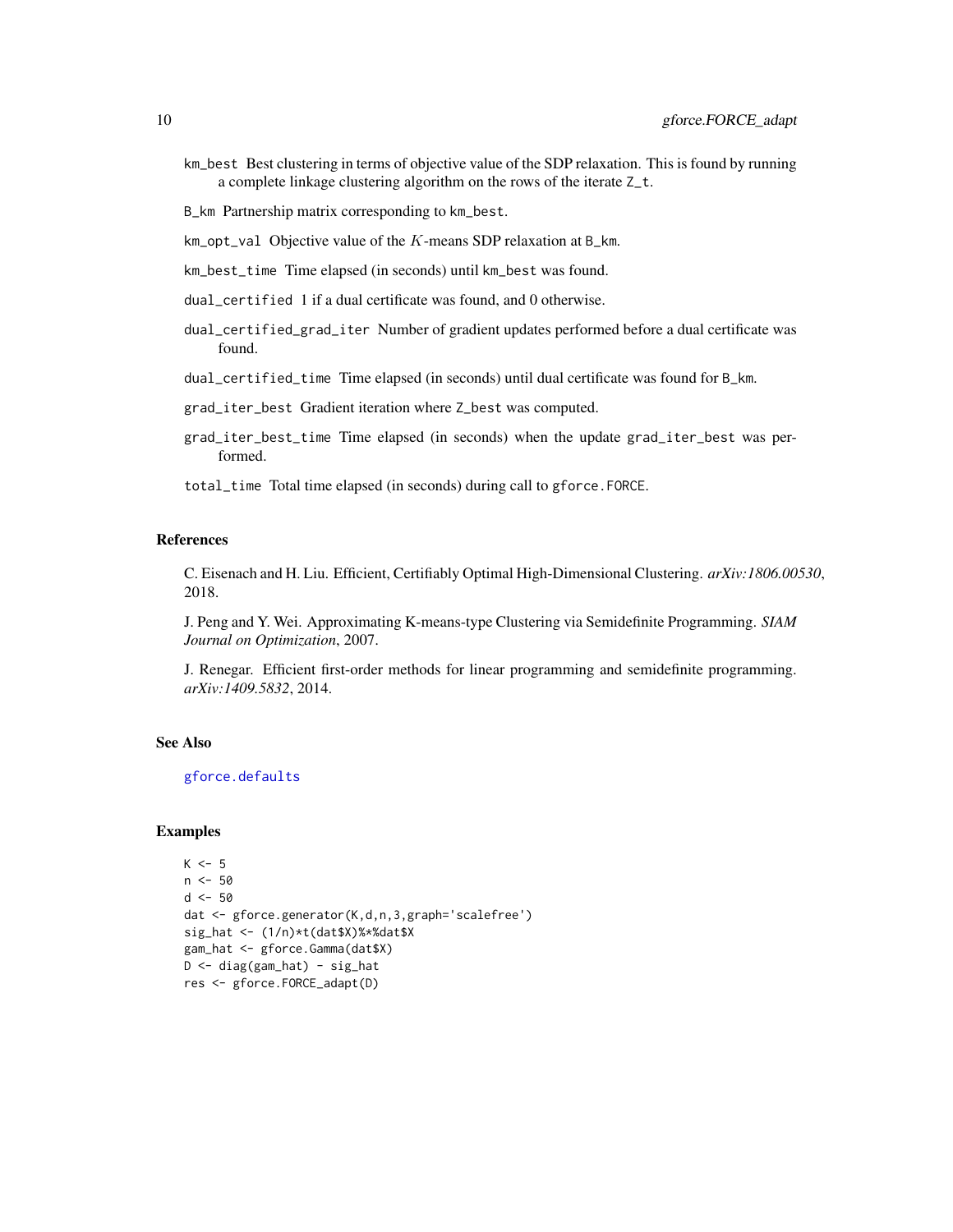`km_best` Best clustering in terms of objective value of the SDP relaxation. This is found by running a complete linkage clustering algorithm on the rows of the iterate `Z_t`.

`B_km` Partnership matrix corresponding to `km_best`.

`km_opt_val` Objective value of the $K$-means SDP relaxation at `B_km`.

`km_best_time` Time elapsed (in seconds) until `km_best` was found.

`dual_certified` 1 if a dual certificate was found, and 0 otherwise.

`dual_certified_grad_iter` Number of gradient updates performed before a dual certificate was found.

`dual_certified_time` Time elapsed (in seconds) until dual certificate was found for `B_km`.

`grad_iter_best` Gradient iteration where `Z_best` was computed.

`grad_iter_best_time` Time elapsed (in seconds) when the update `grad_iter_best` was performed.

`total_time` Total time elapsed (in seconds) during call to `gforce.FORCE`.

## References

C. Eisenach and H. Liu. Efficient, Certifiably Optimal High-Dimensional Clustering. *arXiv:1806.00530*, 2018.

J. Peng and Y. Wei. Approximating K-means-type Clustering via Semidefinite Programming. *SIAM Journal on Optimization*, 2007.

J. Renegar. Efficient first-order methods for linear programming and semidefinite programming. *arXiv:1409.5832*, 2014.

## See Also

gforce.defaults

## Examples

```
K <- 5
n <- 50
d <- 50
dat <- gforce.generator(K,d,n,3,graph='scalefree')
sig_hat <- (1/n)*t(dat$X)%*%dat$X
gam_hat <- gforce.Gamma(dat$X)
D <- diag(gam_hat) - sig_hat
res <- gforce.FORCE_adapt(D)
```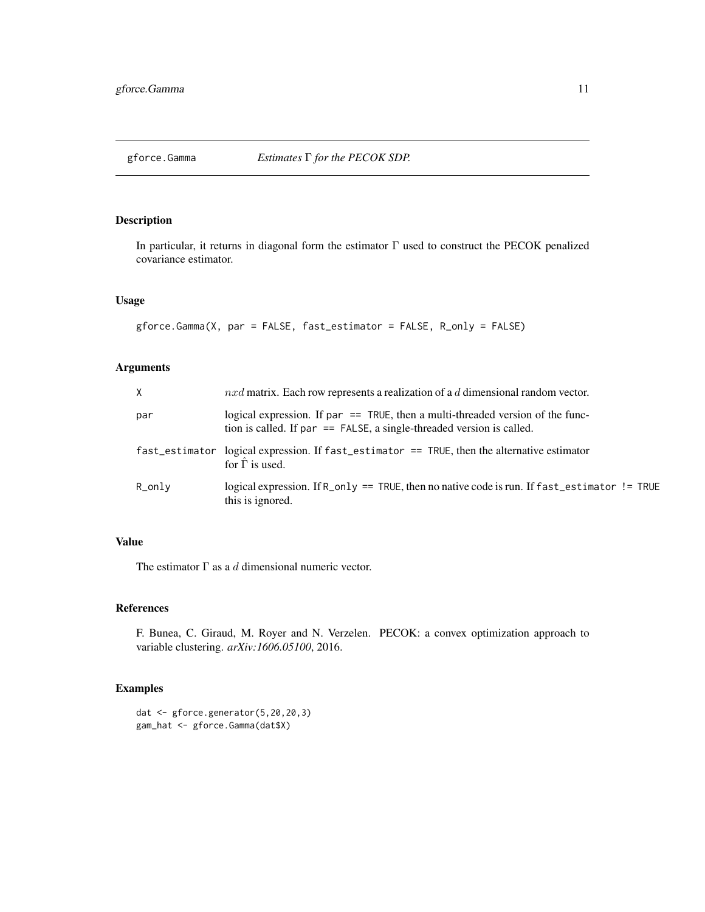gforce.Gamma — *Estimates $\Gamma$ for the PECOK SDP.*

## Description

In particular, it returns in diagonal form the estimator $\Gamma$ used to construct the PECOK penalized covariance estimator.

## Usage

```
gforce.Gamma(X, par = FALSE, fast_estimator = FALSE, R_only = FALSE)
```

## Arguments

| | |
|---|---|
| X | $nxd$ matrix. Each row represents a realization of a $d$ dimensional random vector. |
| par | logical expression. If `par == TRUE`, then a multi-threaded version of the function is called. If `par == FALSE`, a single-threaded version is called. |
| fast_estimator | logical expression. If `fast_estimator == TRUE`, then the alternative estimator for $\hat{\Gamma}$ is used. |
| R_only | logical expression. If `R_only == TRUE`, then no native code is run. If `fast_estimator != TRUE` this is ignored. |

## Value

The estimator $\Gamma$ as a $d$ dimensional numeric vector.

## References

F. Bunea, C. Giraud, M. Royer and N. Verzelen. PECOK: a convex optimization approach to variable clustering. *arXiv:1606.05100*, 2016.

## Examples

```
dat <- gforce.generator(5,20,20,3)
gam_hat <- gforce.Gamma(dat$X)
```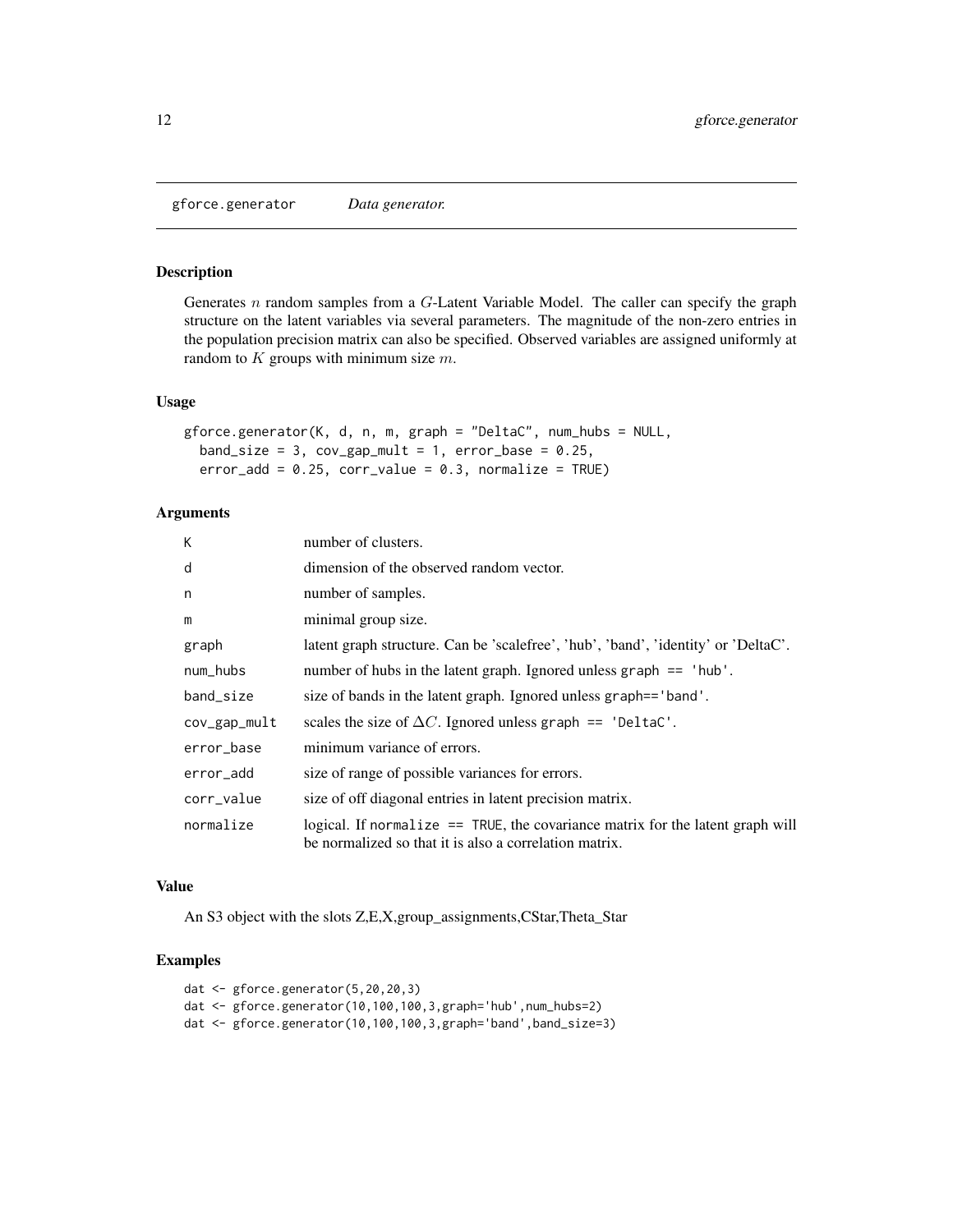# gforce.generator — *Data generator.*

## Description

Generates $n$ random samples from a $G$-Latent Variable Model. The caller can specify the graph structure on the latent variables via several parameters. The magnitude of the non-zero entries in the population precision matrix can also be specified. Observed variables are assigned uniformly at random to $K$ groups with minimum size $m$.

## Usage

```
gforce.generator(K, d, n, m, graph = "DeltaC", num_hubs = NULL,
  band_size = 3, cov_gap_mult = 1, error_base = 0.25,
  error_add = 0.25, corr_value = 0.3, normalize = TRUE)
```

## Arguments

| | |
|---|---|
| `K` | number of clusters. |
| `d` | dimension of the observed random vector. |
| `n` | number of samples. |
| `m` | minimal group size. |
| `graph` | latent graph structure. Can be 'scalefree', 'hub', 'band', 'identity' or 'DeltaC'. |
| `num_hubs` | number of hubs in the latent graph. Ignored unless `graph == 'hub'`. |
| `band_size` | size of bands in the latent graph. Ignored unless `graph=='band'`. |
| `cov_gap_mult` | scales the size of $\Delta C$. Ignored unless `graph == 'DeltaC'`. |
| `error_base` | minimum variance of errors. |
| `error_add` | size of range of possible variances for errors. |
| `corr_value` | size of off diagonal entries in latent precision matrix. |
| `normalize` | logical. If `normalize == TRUE`, the covariance matrix for the latent graph will be normalized so that it is also a correlation matrix. |

## Value

An S3 object with the slots Z,E,X,group_assignments,CStar,Theta_Star

## Examples

```
dat <- gforce.generator(5,20,20,3)
dat <- gforce.generator(10,100,100,3,graph='hub',num_hubs=2)
dat <- gforce.generator(10,100,100,3,graph='band',band_size=3)
```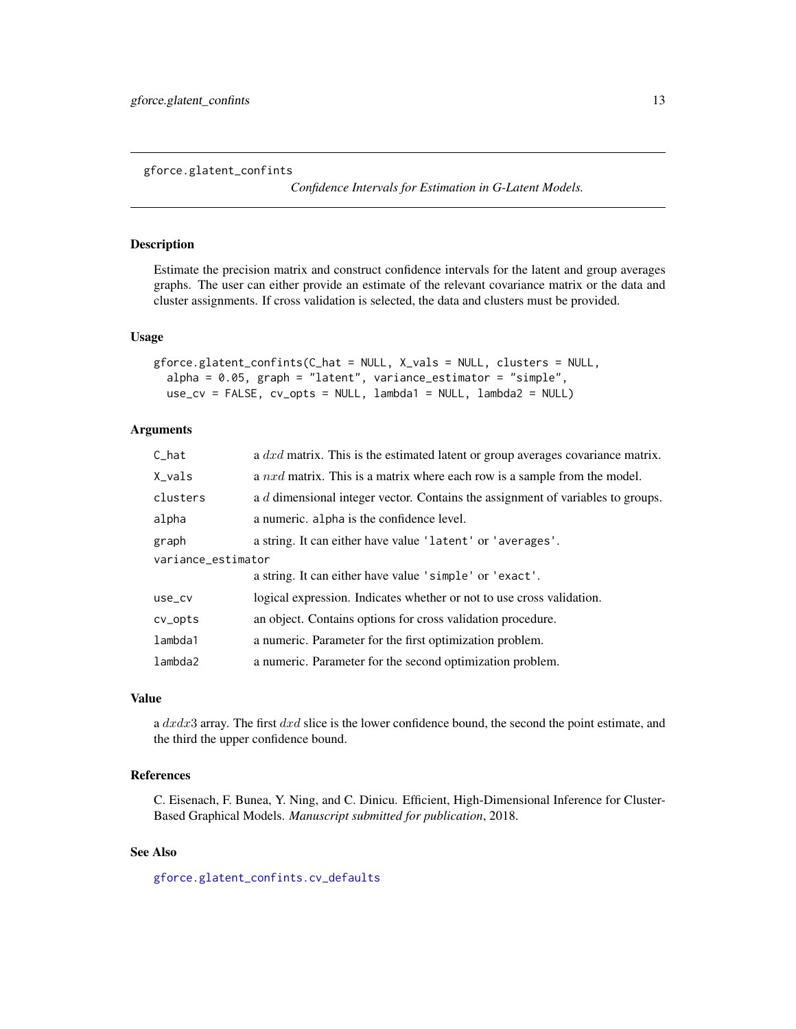gforce.glatent_confints

*Confidence Intervals for Estimation in G-Latent Models.*

## Description

Estimate the precision matrix and construct confidence intervals for the latent and group averages graphs. The user can either provide an estimate of the relevant covariance matrix or the data and cluster assignments. If cross validation is selected, the data and clusters must be provided.

## Usage

```
gforce.glatent_confints(C_hat = NULL, X_vals = NULL, clusters = NULL,
  alpha = 0.05, graph = "latent", variance_estimator = "simple",
  use_cv = FALSE, cv_opts = NULL, lambda1 = NULL, lambda2 = NULL)
```

## Arguments

| | |
|---|---|
| C_hat | a $dxd$ matrix. This is the estimated latent or group averages covariance matrix. |
| X_vals | a $nxd$ matrix. This is a matrix where each row is a sample from the model. |
| clusters | a $d$ dimensional integer vector. Contains the assignment of variables to groups. |
| alpha | a numeric. alpha is the confidence level. |
| graph | a string. It can either have value 'latent' or 'averages'. |
| variance_estimator | a string. It can either have value 'simple' or 'exact'. |
| use_cv | logical expression. Indicates whether or not to use cross validation. |
| cv_opts | an object. Contains options for cross validation procedure. |
| lambda1 | a numeric. Parameter for the first optimization problem. |
| lambda2 | a numeric. Parameter for the second optimization problem. |

## Value

a $dxdx3$ array. The first $dxd$ slice is the lower confidence bound, the second the point estimate, and the third the upper confidence bound.

## References

C. Eisenach, F. Bunea, Y. Ning, and C. Dinicu. Efficient, High-Dimensional Inference for Cluster-Based Graphical Models. *Manuscript submitted for publication*, 2018.

## See Also

gforce.glatent_confints.cv_defaults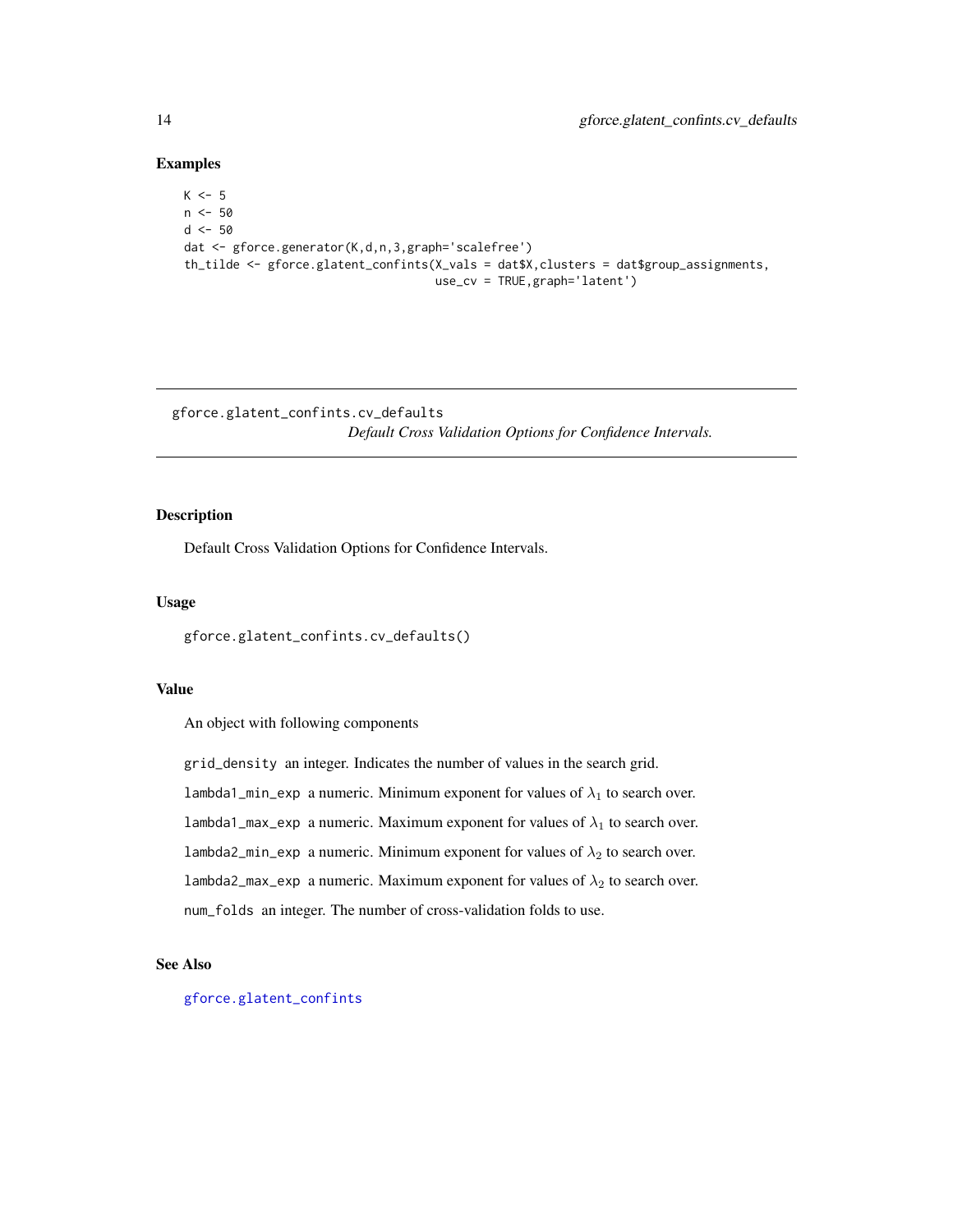## Examples

```
K <- 5
n <- 50
d <- 50
dat <- gforce.generator(K,d,n,3,graph='scalefree')
th_tilde <- gforce.glatent_confints(X_vals = dat$X,clusters = dat$group_assignments,
                                    use_cv = TRUE,graph='latent')
```

---

# gforce.glatent_confints.cv_defaults

*Default Cross Validation Options for Confidence Intervals.*

---

## Description

Default Cross Validation Options for Confidence Intervals.

## Usage

```
gforce.glatent_confints.cv_defaults()
```

## Value

An object with following components

- `grid_density` an integer. Indicates the number of values in the search grid.
- `lambda1_min_exp` a numeric. Minimum exponent for values of $\lambda_1$ to search over.
- `lambda1_max_exp` a numeric. Maximum exponent for values of $\lambda_1$ to search over.
- `lambda2_min_exp` a numeric. Minimum exponent for values of $\lambda_2$ to search over.
- `lambda2_max_exp` a numeric. Maximum exponent for values of $\lambda_2$ to search over.
- `num_folds` an integer. The number of cross-validation folds to use.

## See Also

gforce.glatent_confints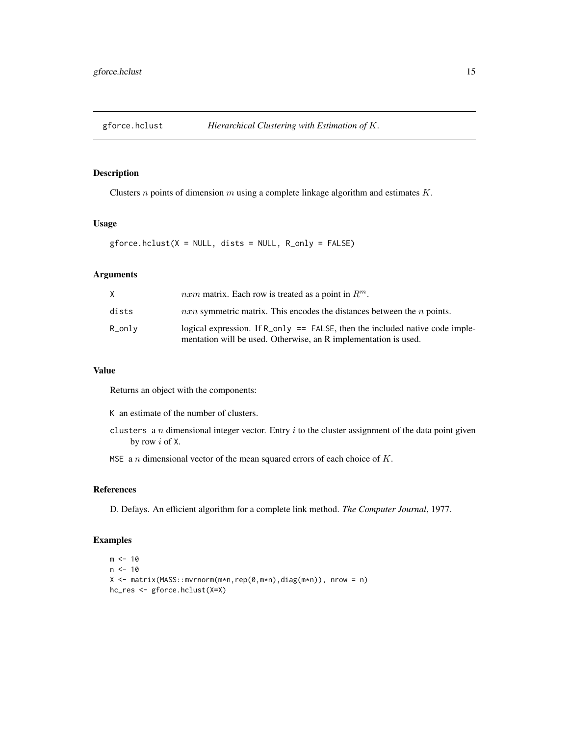# gforce.hclust *Hierarchical Clustering with Estimation of $K$.*

## Description

Clusters $n$ points of dimension $m$ using a complete linkage algorithm and estimates $K$.

## Usage

```
gforce.hclust(X = NULL, dists = NULL, R_only = FALSE)
```

## Arguments

| | |
|---|---|
| X | $nxm$ matrix. Each row is treated as a point in $R^m$. |
| dists | $nxn$ symmetric matrix. This encodes the distances between the $n$ points. |
| R_only | logical expression. If `R_only == FALSE`, then the included native code implementation will be used. Otherwise, an R implementation is used. |

## Value

Returns an object with the components:

- `K` an estimate of the number of clusters.
- `clusters` a $n$ dimensional integer vector. Entry $i$ to the cluster assignment of the data point given by row $i$ of `X`.
- `MSE` a $n$ dimensional vector of the mean squared errors of each choice of $K$.

## References

D. Defays. An efficient algorithm for a complete link method. *The Computer Journal*, 1977.

## Examples

```
m <- 10
n <- 10
X <- matrix(MASS::mvrnorm(m*n,rep(0,m*n),diag(m*n)), nrow = n)
hc_res <- gforce.hclust(X=X)
```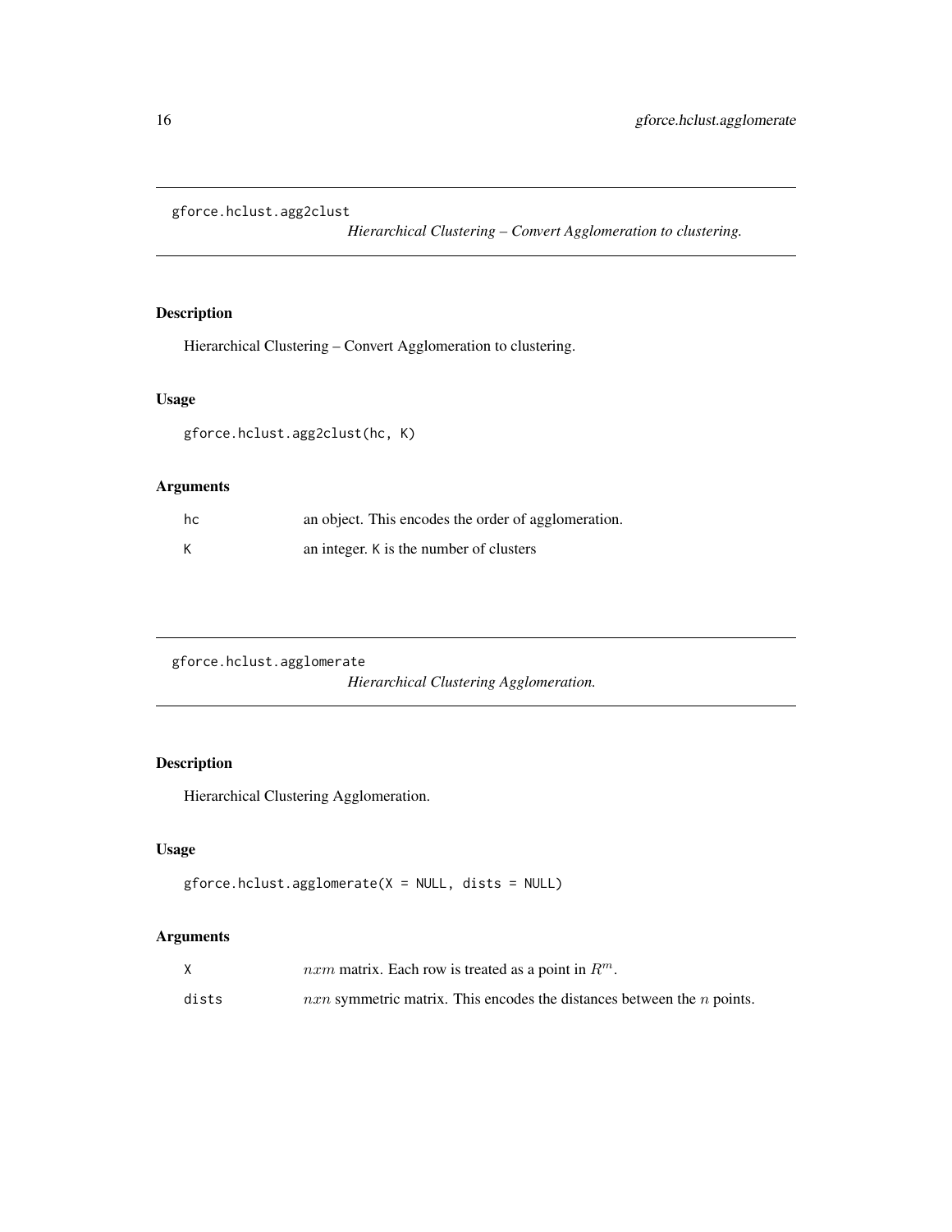## gforce.hclust.agg2clust

*Hierarchical Clustering – Convert Agglomeration to clustering.*

### Description

Hierarchical Clustering – Convert Agglomeration to clustering.

### Usage

```
gforce.hclust.agg2clust(hc, K)
```

### Arguments

| | |
|---|---|
| `hc` | an object. This encodes the order of agglomeration. |
| `K` | an integer. `K` is the number of clusters |

## gforce.hclust.agglomerate

*Hierarchical Clustering Agglomeration.*

### Description

Hierarchical Clustering Agglomeration.

### Usage

```
gforce.hclust.agglomerate(X = NULL, dists = NULL)
```

### Arguments

| | |
|---|---|
| `X` | $nxm$ matrix. Each row is treated as a point in $R^m$. |
| `dists` | $nxn$ symmetric matrix. This encodes the distances between the $n$ points. |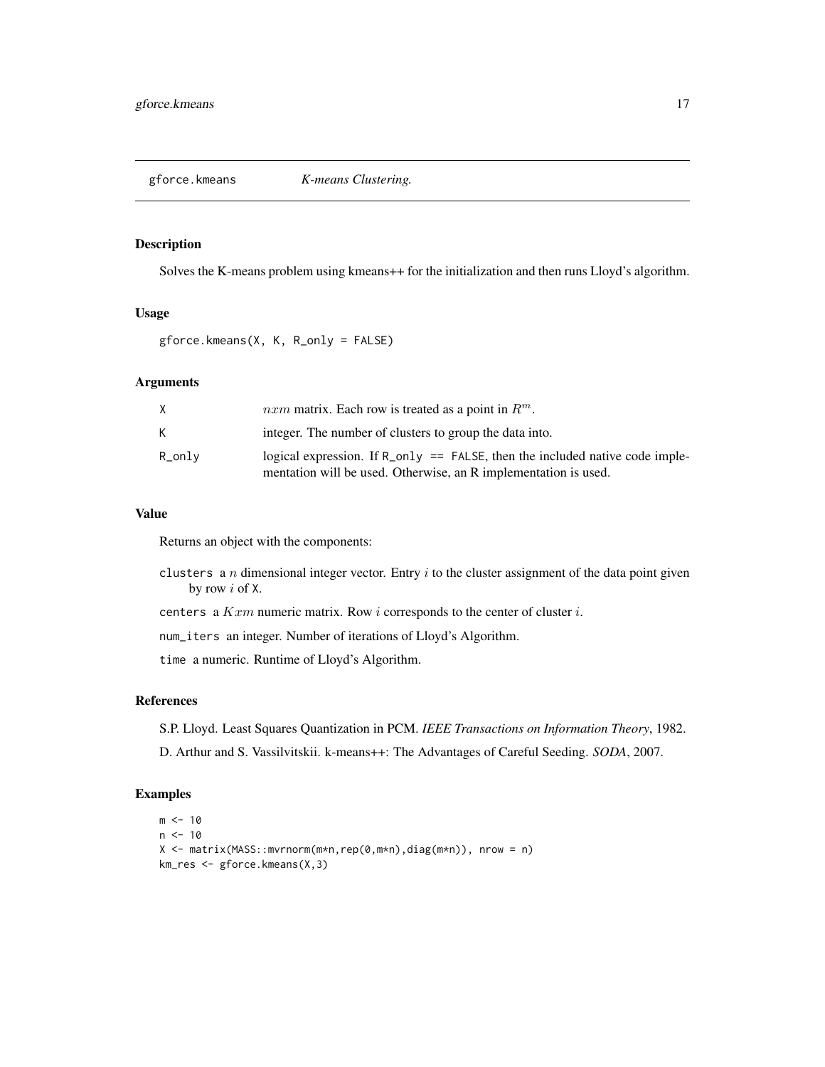## gforce.kmeans *K-means Clustering.*

### Description

Solves the K-means problem using kmeans++ for the initialization and then runs Lloyd's algorithm.

### Usage

```
gforce.kmeans(X, K, R_only = FALSE)
```

### Arguments

| | |
|---|---|
| X | $nxm$ matrix. Each row is treated as a point in $R^m$. |
| K | integer. The number of clusters to group the data into. |
| R_only | logical expression. If `R_only == FALSE`, then the included native code implementation will be used. Otherwise, an R implementation is used. |

### Value

Returns an object with the components:

- `clusters` a $n$ dimensional integer vector. Entry $i$ to the cluster assignment of the data point given by row $i$ of `X`.
- `centers` a $Kxm$ numeric matrix. Row $i$ corresponds to the center of cluster $i$.
- `num_iters` an integer. Number of iterations of Lloyd's Algorithm.
- `time` a numeric. Runtime of Lloyd's Algorithm.

### References

S.P. Lloyd. Least Squares Quantization in PCM. *IEEE Transactions on Information Theory*, 1982.

D. Arthur and S. Vassilvitskii. k-means++: The Advantages of Careful Seeding. *SODA*, 2007.

### Examples

```
m <- 10
n <- 10
X <- matrix(MASS::mvrnorm(m*n,rep(0,m*n),diag(m*n)), nrow = n)
km_res <- gforce.kmeans(X,3)
```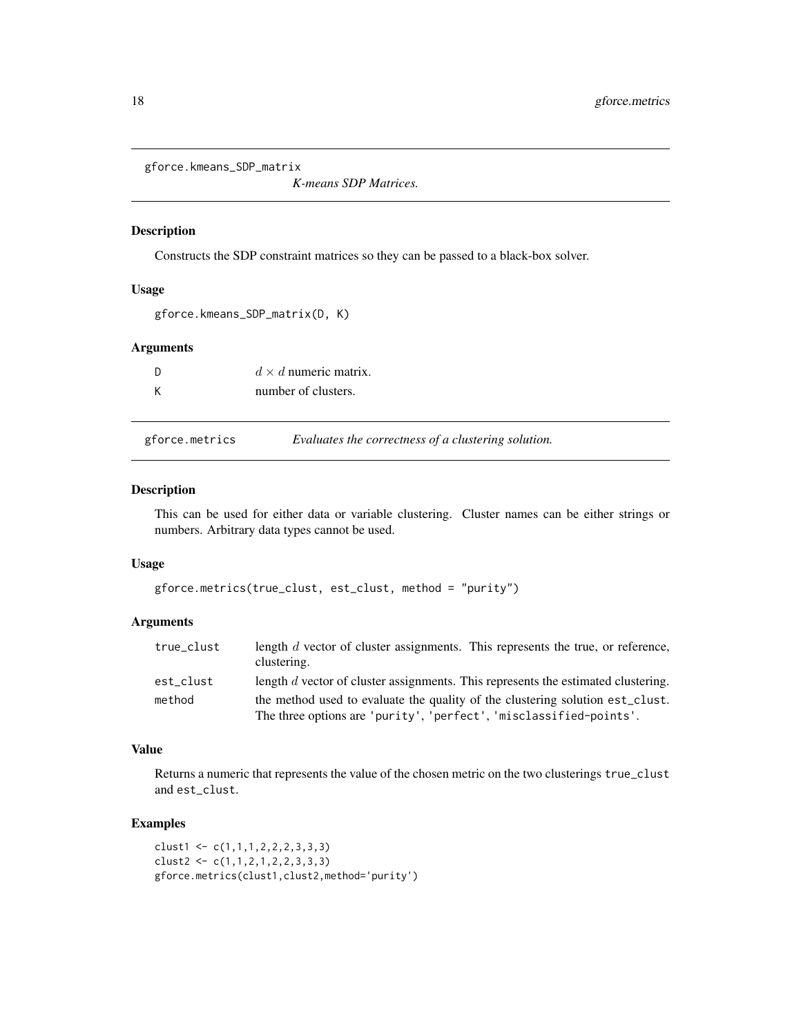## gforce.kmeans_SDP_matrix

*K-means SDP Matrices.*

### Description

Constructs the SDP constraint matrices so they can be passed to a black-box solver.

### Usage

```
gforce.kmeans_SDP_matrix(D, K)
```

### Arguments

| | |
|---|---|
| D | $d \times d$ numeric matrix. |
| K | number of clusters. |

## gforce.metrics

*Evaluates the correctness of a clustering solution.*

### Description

This can be used for either data or variable clustering. Cluster names can be either strings or numbers. Arbitrary data types cannot be used.

### Usage

```
gforce.metrics(true_clust, est_clust, method = "purity")
```

### Arguments

| | |
|---|---|
| true_clust | length $d$ vector of cluster assignments. This represents the true, or reference, clustering. |
| est_clust | length $d$ vector of cluster assignments. This represents the estimated clustering. |
| method | the method used to evaluate the quality of the clustering solution est_clust. The three options are 'purity', 'perfect', 'misclassified-points'. |

### Value

Returns a numeric that represents the value of the chosen metric on the two clusterings true_clust and est_clust.

### Examples

```
clust1 <- c(1,1,1,2,2,2,3,3,3)
clust2 <- c(1,1,2,1,2,2,3,3,3)
gforce.metrics(clust1,clust2,method='purity')
```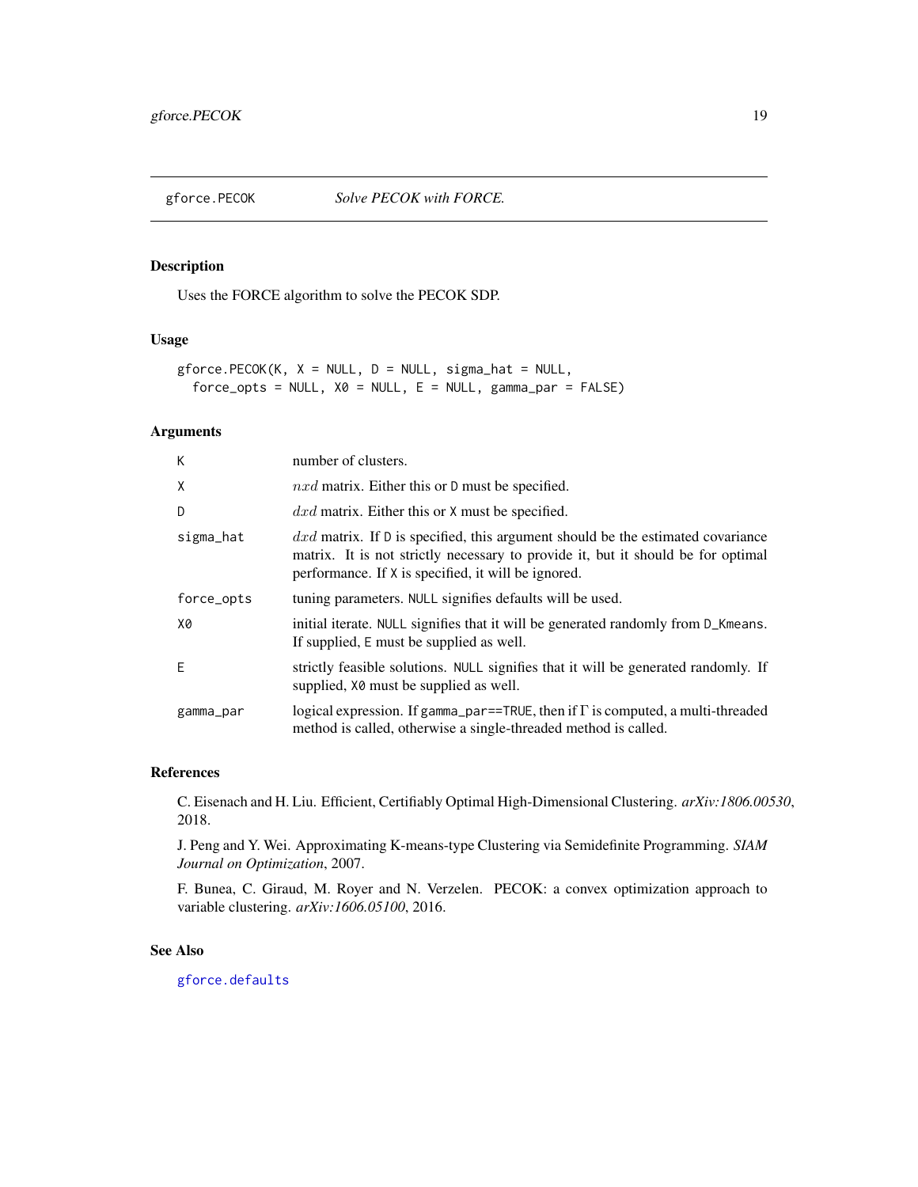# gforce.PECOK *Solve PECOK with FORCE.*

## Description

Uses the FORCE algorithm to solve the PECOK SDP.

## Usage

```
gforce.PECOK(K, X = NULL, D = NULL, sigma_hat = NULL,
  force_opts = NULL, X0 = NULL, E = NULL, gamma_par = FALSE)
```

## Arguments

| | |
|---|---|
| K | number of clusters. |
| X | $nxd$ matrix. Either this or D must be specified. |
| D | $dxd$ matrix. Either this or X must be specified. |
| sigma_hat | $dxd$ matrix. If D is specified, this argument should be the estimated covariance matrix. It is not strictly necessary to provide it, but it should be for optimal performance. If X is specified, it will be ignored. |
| force_opts | tuning parameters. NULL signifies defaults will be used. |
| X0 | initial iterate. NULL signifies that it will be generated randomly from D_Kmeans. If supplied, E must be supplied as well. |
| E | strictly feasible solutions. NULL signifies that it will be generated randomly. If supplied, X0 must be supplied as well. |
| gamma_par | logical expression. If gamma_par==TRUE, then if $\Gamma$ is computed, a multi-threaded method is called, otherwise a single-threaded method is called. |

## References

C. Eisenach and H. Liu. Efficient, Certifiably Optimal High-Dimensional Clustering. *arXiv:1806.00530*, 2018.

J. Peng and Y. Wei. Approximating K-means-type Clustering via Semidefinite Programming. *SIAM Journal on Optimization*, 2007.

F. Bunea, C. Giraud, M. Royer and N. Verzelen. PECOK: a convex optimization approach to variable clustering. *arXiv:1606.05100*, 2016.

## See Also

gforce.defaults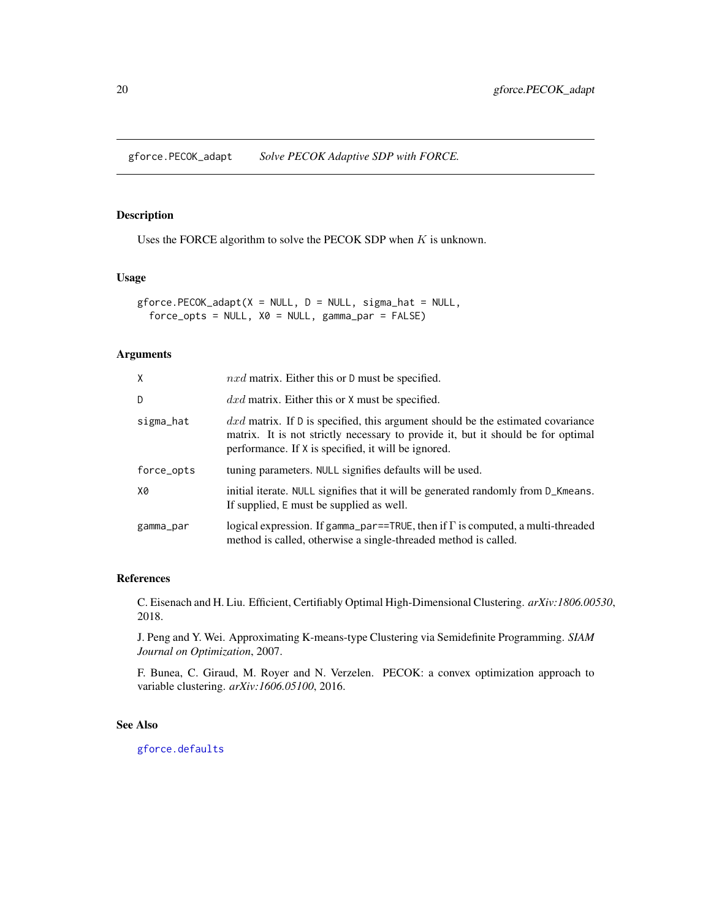gforce.PECOK_adapt *Solve PECOK Adaptive SDP with FORCE.*

## Description

Uses the FORCE algorithm to solve the PECOK SDP when $K$ is unknown.

## Usage

```
gforce.PECOK_adapt(X = NULL, D = NULL, sigma_hat = NULL,
  force_opts = NULL, X0 = NULL, gamma_par = FALSE)
```

## Arguments

| | |
|---|---|
| X | $nxd$ matrix. Either this or D must be specified. |
| D | $dxd$ matrix. Either this or X must be specified. |
| sigma_hat | $dxd$ matrix. If D is specified, this argument should be the estimated covariance matrix. It is not strictly necessary to provide it, but it should be for optimal performance. If X is specified, it will be ignored. |
| force_opts | tuning parameters. NULL signifies defaults will be used. |
| X0 | initial iterate. NULL signifies that it will be generated randomly from D_Kmeans. If supplied, E must be supplied as well. |
| gamma_par | logical expression. If gamma_par==TRUE, then if $\Gamma$ is computed, a multi-threaded method is called, otherwise a single-threaded method is called. |

## References

C. Eisenach and H. Liu. Efficient, Certifiably Optimal High-Dimensional Clustering. *arXiv:1806.00530*, 2018.

J. Peng and Y. Wei. Approximating K-means-type Clustering via Semidefinite Programming. *SIAM Journal on Optimization*, 2007.

F. Bunea, C. Giraud, M. Royer and N. Verzelen. PECOK: a convex optimization approach to variable clustering. *arXiv:1606.05100*, 2016.

## See Also

gforce.defaults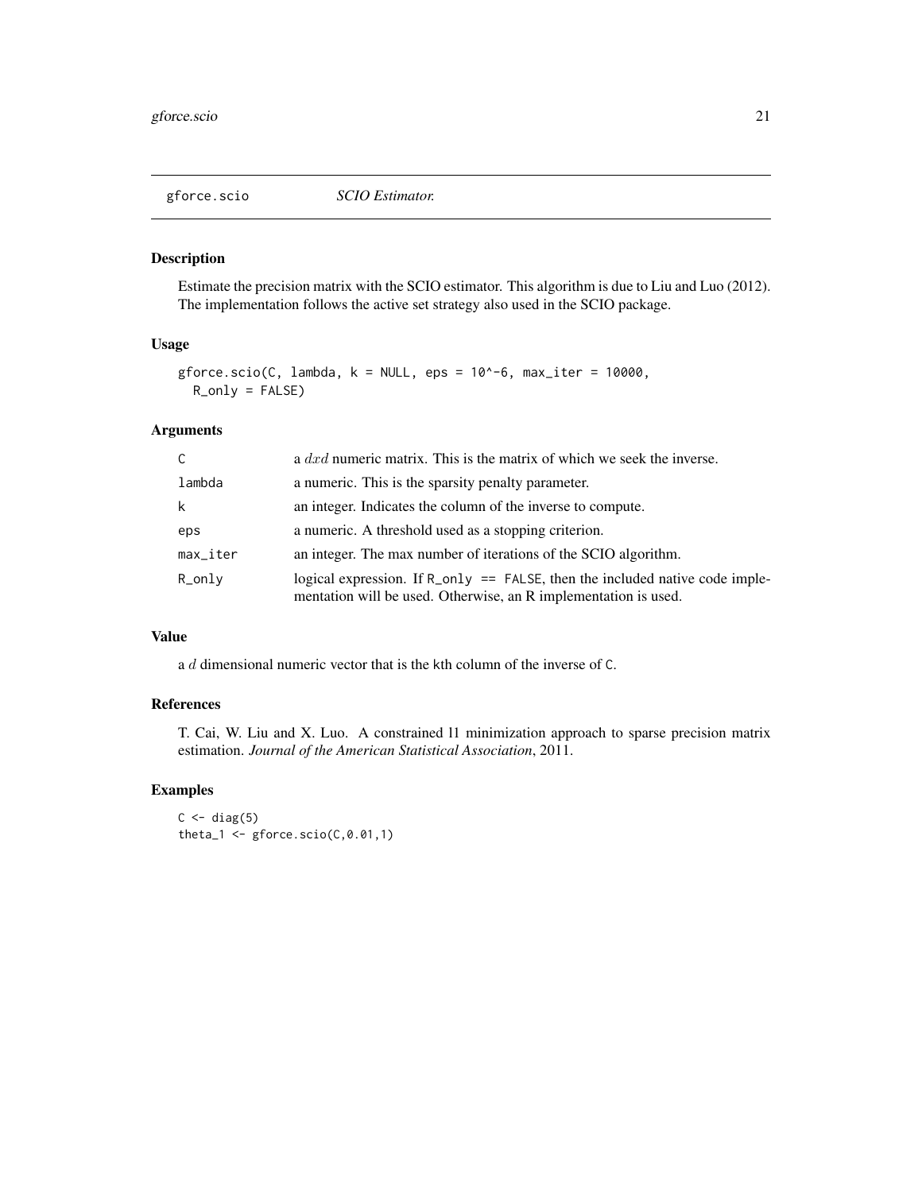## gforce.scio *SCIO Estimator.*

### Description

Estimate the precision matrix with the SCIO estimator. This algorithm is due to Liu and Luo (2012). The implementation follows the active set strategy also used in the SCIO package.

### Usage

```
gforce.scio(C, lambda, k = NULL, eps = 10^-6, max_iter = 10000,
  R_only = FALSE)
```

### Arguments

| | |
|---|---|
| C | a $dxd$ numeric matrix. This is the matrix of which we seek the inverse. |
| lambda | a numeric. This is the sparsity penalty parameter. |
| k | an integer. Indicates the column of the inverse to compute. |
| eps | a numeric. A threshold used as a stopping criterion. |
| max_iter | an integer. The max number of iterations of the SCIO algorithm. |
| R_only | logical expression. If `R_only == FALSE`, then the included native code implementation will be used. Otherwise, an R implementation is used. |

### Value

a $d$ dimensional numeric vector that is the kth column of the inverse of `C`.

### References

T. Cai, W. Liu and X. Luo. A constrained l1 minimization approach to sparse precision matrix estimation. *Journal of the American Statistical Association*, 2011.

### Examples

```
C <- diag(5)
theta_1 <- gforce.scio(C,0.01,1)
```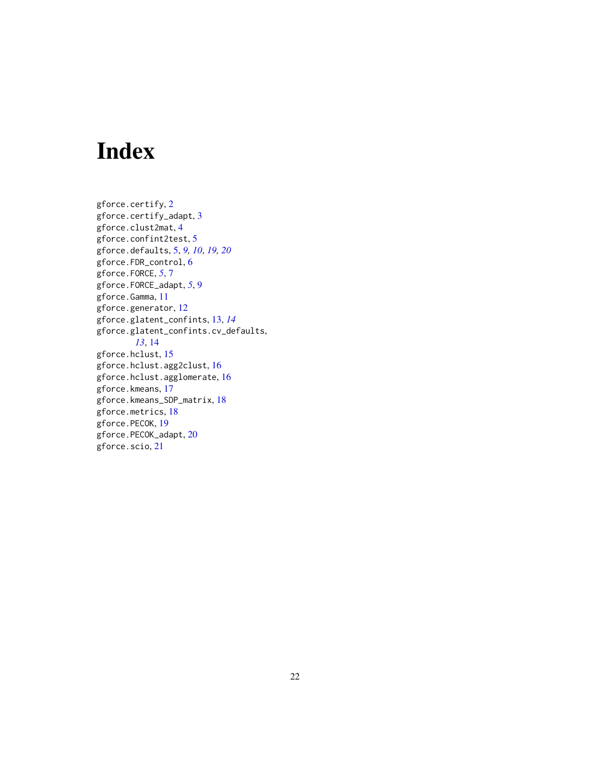# Index

gforce.certify, 2
gforce.certify_adapt, 3
gforce.clust2mat, 4
gforce.confint2test, 5
gforce.defaults, 5, *9, 10*, *19, 20*
gforce.FDR_control, 6
gforce.FORCE, *5*, 7
gforce.FORCE_adapt, *5*, 9
gforce.Gamma, 11
gforce.generator, 12
gforce.glatent_confints, 13, *14*
gforce.glatent_confints.cv_defaults, *13*, 14
gforce.hclust, 15
gforce.hclust.agg2clust, 16
gforce.hclust.agglomerate, 16
gforce.kmeans, 17
gforce.kmeans_SDP_matrix, 18
gforce.metrics, 18
gforce.PECOK, 19
gforce.PECOK_adapt, 20
gforce.scio, 21